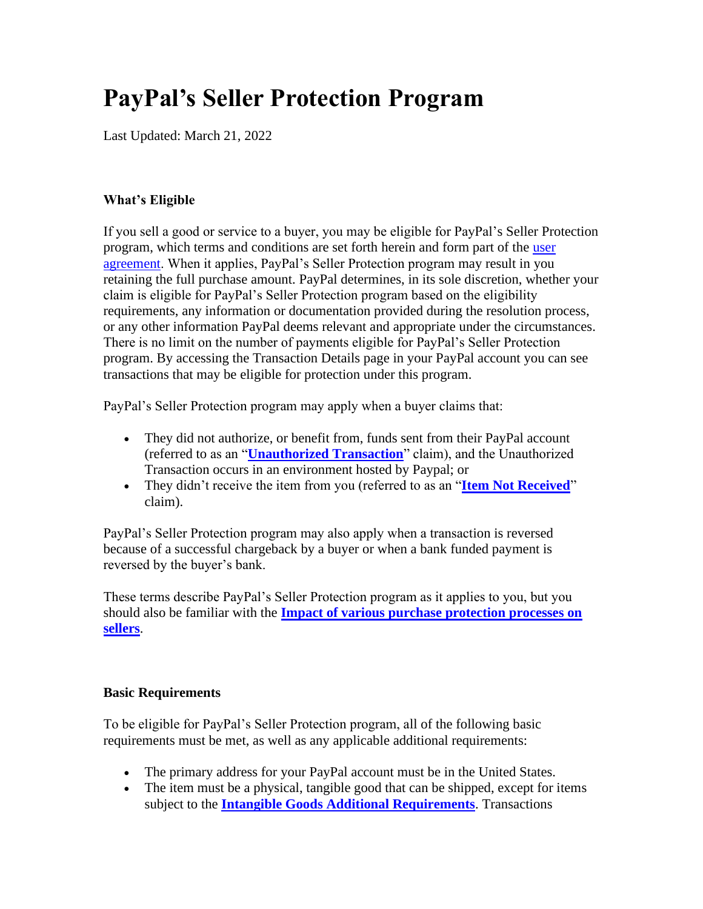# PayPal's Seller Protection Program

Last Updated: March 21, 2022

### What's Eligible

If you sell a good or service to a buyer, you may be eligible for PayPal's Seller Protection program, which terms and conditions are set forth herein and form part of the user agreement. When it applies, PayPal's Seller Protection program may result in you retaining the full purchase amount. PayPal determines, in its sole discretion, whether your claim is eligible for PayPal's Seller Protection program based on the eligibility requirements, any information or documentation provided during the resolution process, or any other information PayPal deems relevant and appropriate under the circumstances. There is no limit on the number of payments eligible for PayPal's Seller Protection program. By accessing the Transaction Details page in your PayPal account you can see transactions that may be eligible for protection under this program.

PayPal's Seller Protection program may apply when a buyer claims that:

- They did not authorize, or benefit from, funds sent from their PayPal account (referred to as an "**Unauthorized Transaction**" claim), and the Unauthorized Transaction occurs in an environment hosted by Paypal; or
- They didn't receive the item from you (referred to as an "**Item Not Received**" claim).

PayPal's Seller Protection program may also apply when a transaction is reversed because of a successful chargeback by a buyer or when a bank funded payment is reversed by the buyer's bank.

These terms describe PayPal's Seller Protection program as it applies to you, but you should also be familiar with the **Impact of various purchase protection processes on sellers**.

### Basic Requirements

To be eligible for PayPal's Seller Protection program, all of the following basic requirements must be met, as well as any applicable additional requirements:

- The primary address for your PayPal account must be in the United States.
- The item must be a physical, tangible good that can be shipped, except for items subject to the **Intangible Goods Additional Requirements**. Transactions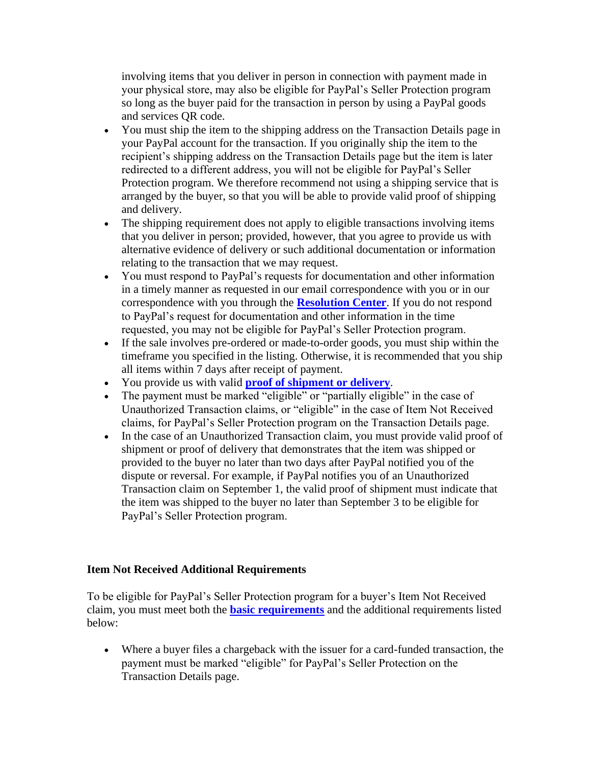involving items that you deliver in person in connection with payment made in your physical store, may also be eligible for PayPal's Seller Protection program so long as the buyer paid for the transaction in person by using a PayPal goods and services QR code.

- You must ship the item to the shipping address on the Transaction Details page in your PayPal account for the transaction. If you originally ship the item to the recipient's shipping address on the Transaction Details page but the item is later redirected to a different address, you will not be eligible for PayPal's Seller Protection program. We therefore recommend not using a shipping service that is arranged by the buyer, so that you will be able to provide valid proof of shipping and delivery.
- The shipping requirement does not apply to eligible transactions involving items that you deliver in person; provided, however, that you agree to provide us with alternative evidence of delivery or such additional documentation or information relating to the transaction that we may request.
- You must respond to PayPal's requests for documentation and other information in a timely manner as requested in our email correspondence with you or in our correspondence with you through the **Resolution Center**. If you do not respond to PayPal's request for documentation and other information in the time requested, you may not be eligible for PayPal's Seller Protection program.
- If the sale involves pre-ordered or made-to-order goods, you must ship within the timeframe you specified in the listing. Otherwise, it is recommended that you ship all items within 7 days after receipt of payment.
- You provide us with valid **proof of shipment or delivery**.
- The payment must be marked "eligible" or "partially eligible" in the case of Unauthorized Transaction claims, or "eligible" in the case of Item Not Received claims, for PayPal's Seller Protection program on the Transaction Details page.
- In the case of an Unauthorized Transaction claim, you must provide valid proof of shipment or proof of delivery that demonstrates that the item was shipped or provided to the buyer no later than two days after PayPal notified you of the dispute or reversal. For example, if PayPal notifies you of an Unauthorized Transaction claim on September 1, the valid proof of shipment must indicate that the item was shipped to the buyer no later than September 3 to be eligible for PayPal's Seller Protection program.

### Item Not Received Additional Requirements

To be eligible for PayPal's Seller Protection program for a buyer's Item Not Received claim, you must meet both the **basic requirements** and the additional requirements listed below:

- Where a buyer files a chargeback with the issuer for a card-funded transaction, the payment must be marked "eligible" for PayPal's Seller Protection on the Transaction Details page.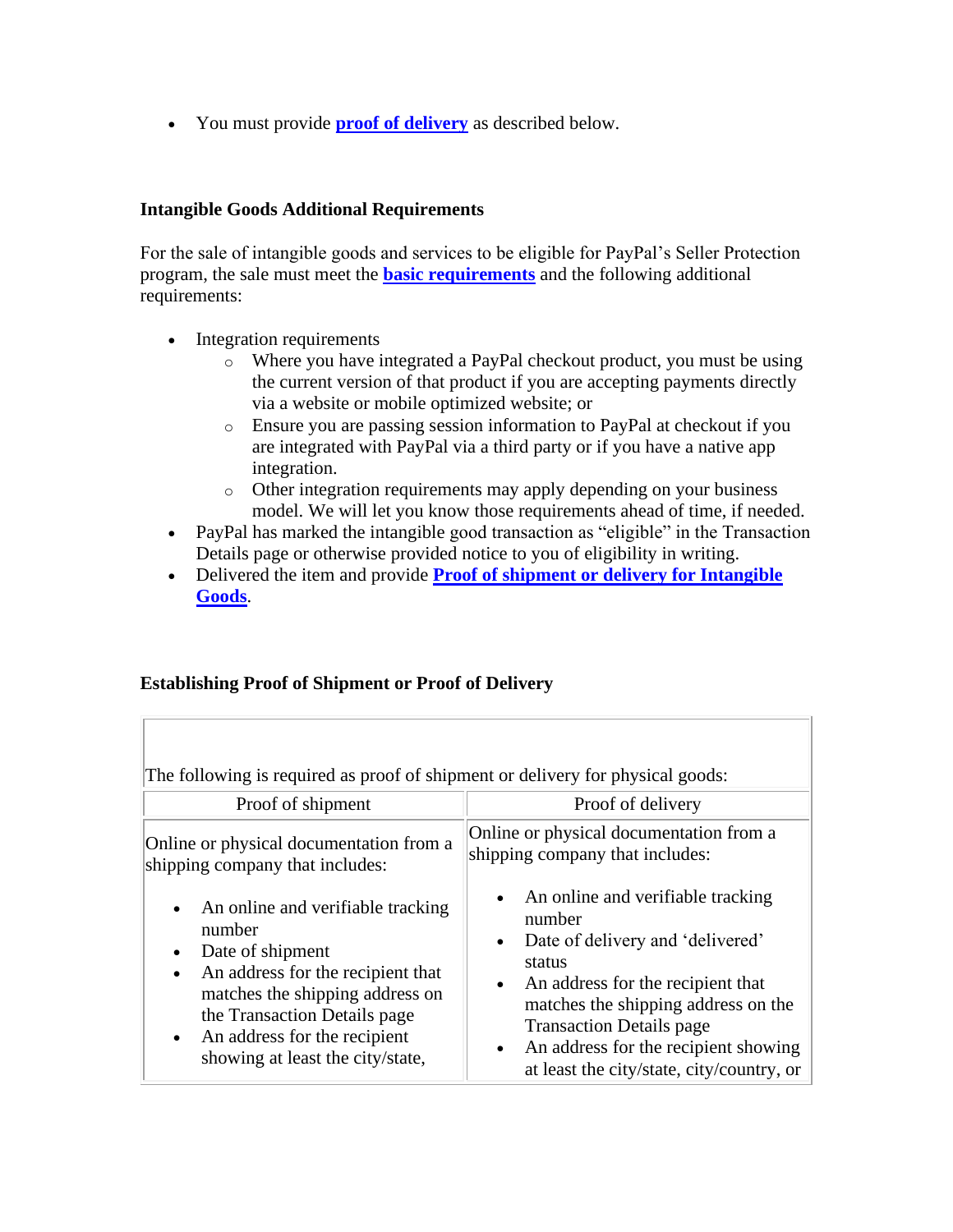- You must provide **proof of delivery** as described below.

**Intangible Goods Additional Requirements**

For the sale of intangible goods and services to be eligible for PayPal's Seller Protection program, the sale must meet the **basic requirements** and the following additional requirements:

- Integration requirements
  - Where you have integrated a PayPal checkout product, you must be using the current version of that product if you are accepting payments directly via a website or mobile optimized website; or
  - Ensure you are passing session information to PayPal at checkout if you are integrated with PayPal via a third party or if you have a native app integration.
  - Other integration requirements may apply depending on your business model. We will let you know those requirements ahead of time, if needed.
- PayPal has marked the intangible good transaction as "eligible" in the Transaction Details page or otherwise provided notice to you of eligibility in writing.
- Delivered the item and provide **Proof of shipment or delivery for Intangible Goods**.

**Establishing Proof of Shipment or Proof of Delivery**

The following is required as proof of shipment or delivery for physical goods:

| Proof of shipment | Proof of delivery |
|---|---|
| Online or physical documentation from a shipping company that includes:<br><br>• An online and verifiable tracking number<br>• Date of shipment<br>• An address for the recipient that matches the shipping address on the Transaction Details page<br>• An address for the recipient showing at least the city/state, | Online or physical documentation from a shipping company that includes:<br><br>• An online and verifiable tracking number<br>• Date of delivery and 'delivered' status<br>• An address for the recipient that matches the shipping address on the Transaction Details page<br>• An address for the recipient showing at least the city/state, city/country, or |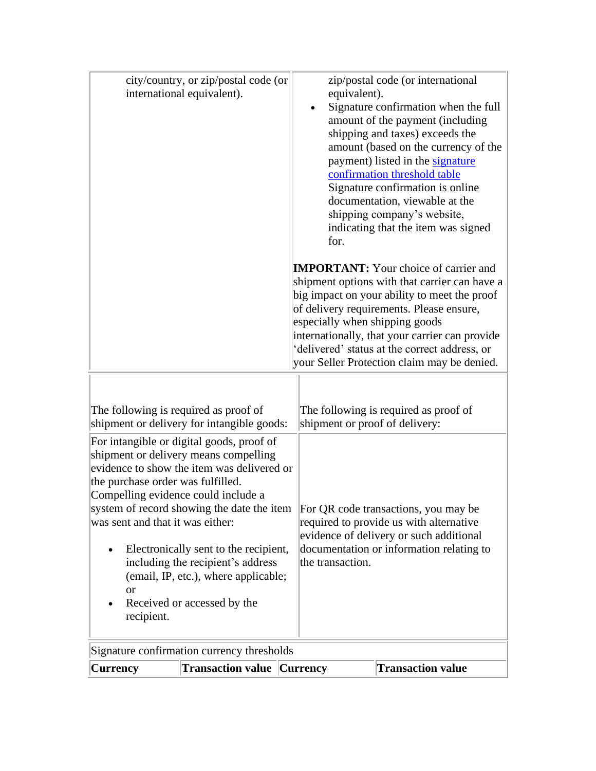| | |
|---|---|
| city/country, or zip/postal code (or international equivalent). | zip/postal code (or international equivalent).<br>• Signature confirmation when the full amount of the payment (including shipping and taxes) exceeds the amount (based on the currency of the payment) listed in the signature confirmation threshold table Signature confirmation is online documentation, viewable at the shipping company's website, indicating that the item was signed for.<br><br>**IMPORTANT:** Your choice of carrier and shipment options with that carrier can have a big impact on your ability to meet the proof of delivery requirements. Please ensure, especially when shipping goods internationally, that your carrier can provide 'delivered' status at the correct address, or your Seller Protection claim may be denied. |

| The following is required as proof of shipment or delivery for intangible goods: | The following is required as proof of shipment or proof of delivery: |
|---|---|
| For intangible or digital goods, proof of shipment or delivery means compelling evidence to show the item was delivered or the purchase order was fulfilled. Compelling evidence could include a system of record showing the date the item was sent and that it was either:<br>• Electronically sent to the recipient, including the recipient's address (email, IP, etc.), where applicable; or<br>• Received or accessed by the recipient. | For QR code transactions, you may be required to provide us with alternative evidence of delivery or such additional documentation or information relating to the transaction. |

| Signature confirmation currency thresholds | | | |
|---|---|---|---|
| **Currency** | **Transaction value** | **Currency** | **Transaction value** |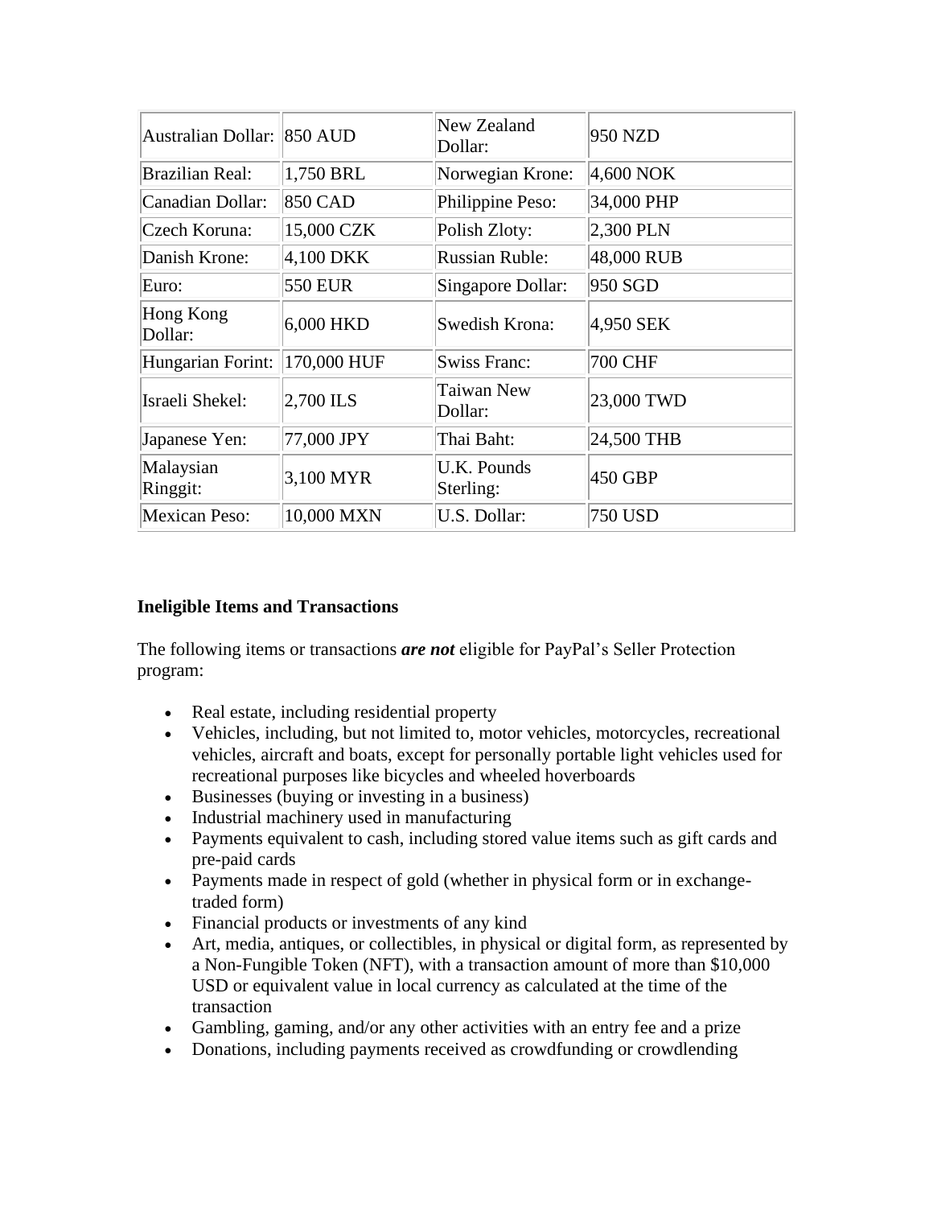| Australian Dollar: | 850 AUD | New Zealand Dollar: | 950 NZD |
| --- | --- | --- | --- |
| Brazilian Real: | 1,750 BRL | Norwegian Krone: | 4,600 NOK |
| Canadian Dollar: | 850 CAD | Philippine Peso: | 34,000 PHP |
| Czech Koruna: | 15,000 CZK | Polish Zloty: | 2,300 PLN |
| Danish Krone: | 4,100 DKK | Russian Ruble: | 48,000 RUB |
| Euro: | 550 EUR | Singapore Dollar: | 950 SGD |
| Hong Kong Dollar: | 6,000 HKD | Swedish Krona: | 4,950 SEK |
| Hungarian Forint: | 170,000 HUF | Swiss Franc: | 700 CHF |
| Israeli Shekel: | 2,700 ILS | Taiwan New Dollar: | 23,000 TWD |
| Japanese Yen: | 77,000 JPY | Thai Baht: | 24,500 THB |
| Malaysian Ringgit: | 3,100 MYR | U.K. Pounds Sterling: | 450 GBP |
| Mexican Peso: | 10,000 MXN | U.S. Dollar: | 750 USD |

**Ineligible Items and Transactions**

The following items or transactions ***are not*** eligible for PayPal's Seller Protection program:

- Real estate, including residential property
- Vehicles, including, but not limited to, motor vehicles, motorcycles, recreational vehicles, aircraft and boats, except for personally portable light vehicles used for recreational purposes like bicycles and wheeled hoverboards
- Businesses (buying or investing in a business)
- Industrial machinery used in manufacturing
- Payments equivalent to cash, including stored value items such as gift cards and pre-paid cards
- Payments made in respect of gold (whether in physical form or in exchange-traded form)
- Financial products or investments of any kind
- Art, media, antiques, or collectibles, in physical or digital form, as represented by a Non-Fungible Token (NFT), with a transaction amount of more than $10,000 USD or equivalent value in local currency as calculated at the time of the transaction
- Gambling, gaming, and/or any other activities with an entry fee and a prize
- Donations, including payments received as crowdfunding or crowdlending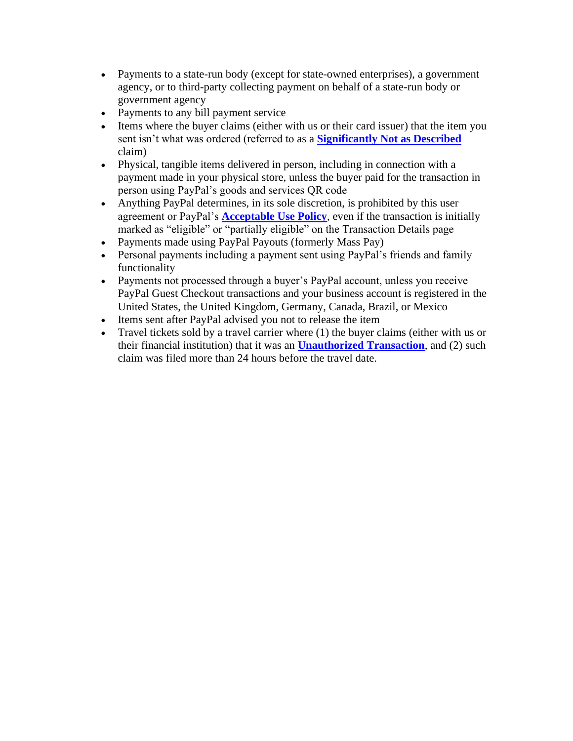- Payments to a state-run body (except for state-owned enterprises), a government agency, or to third-party collecting payment on behalf of a state-run body or government agency
- Payments to any bill payment service
- Items where the buyer claims (either with us or their card issuer) that the item you sent isn't what was ordered (referred to as a **Significantly Not as Described** claim)
- Physical, tangible items delivered in person, including in connection with a payment made in your physical store, unless the buyer paid for the transaction in person using PayPal's goods and services QR code
- Anything PayPal determines, in its sole discretion, is prohibited by this user agreement or PayPal's **Acceptable Use Policy**, even if the transaction is initially marked as "eligible" or "partially eligible" on the Transaction Details page
- Payments made using PayPal Payouts (formerly Mass Pay)
- Personal payments including a payment sent using PayPal's friends and family functionality
- Payments not processed through a buyer's PayPal account, unless you receive PayPal Guest Checkout transactions and your business account is registered in the United States, the United Kingdom, Germany, Canada, Brazil, or Mexico
- Items sent after PayPal advised you not to release the item
- Travel tickets sold by a travel carrier where (1) the buyer claims (either with us or their financial institution) that it was an **Unauthorized Transaction**, and (2) such claim was filed more than 24 hours before the travel date.